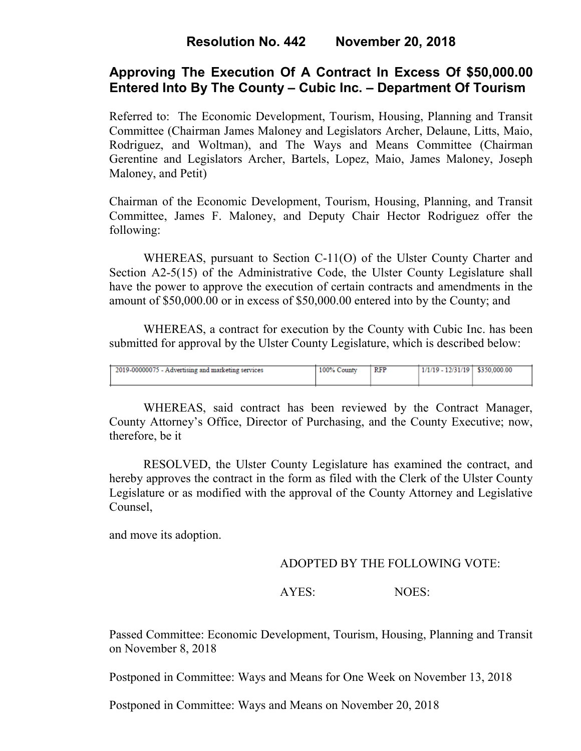# Resolution No. 442 November 20, 2018

## Approving The Execution Of A Contract In Excess Of $50,000.00 Entered Into By The County – Cubic Inc. – Department Of Tourism

Referred to: The Economic Development, Tourism, Housing, Planning and Transit Committee (Chairman James Maloney and Legislators Archer, Delaune, Litts, Maio, Rodriguez, and Woltman), and The Ways and Means Committee (Chairman Gerentine and Legislators Archer, Bartels, Lopez, Maio, James Maloney, Joseph Maloney, and Petit)

Chairman of the Economic Development, Tourism, Housing, Planning, and Transit Committee, James F. Maloney, and Deputy Chair Hector Rodriguez offer the following:

WHEREAS, pursuant to Section C-11(O) of the Ulster County Charter and Section A2-5(15) of the Administrative Code, the Ulster County Legislature shall have the power to approve the execution of certain contracts and amendments in the amount of $50,000.00 or in excess of $50,000.00 entered into by the County; and

WHEREAS, a contract for execution by the County with Cubic Inc. has been submitted for approval by the Ulster County Legislature, which is described below:

| | | | | |
|---|---|---|---|---|
| 2019-00000075 - Advertising and marketing services | 100% County | RFP | 1/1/19 - 12/31/19 | $350,000.00 |

WHEREAS, said contract has been reviewed by the Contract Manager, County Attorney's Office, Director of Purchasing, and the County Executive; now, therefore, be it

RESOLVED, the Ulster County Legislature has examined the contract, and hereby approves the contract in the form as filed with the Clerk of the Ulster County Legislature or as modified with the approval of the County Attorney and Legislative Counsel,

and move its adoption.

ADOPTED BY THE FOLLOWING VOTE:

AYES: NOES:

Passed Committee: Economic Development, Tourism, Housing, Planning and Transit on November 8, 2018

Postponed in Committee: Ways and Means for One Week on November 13, 2018

Postponed in Committee: Ways and Means on November 20, 2018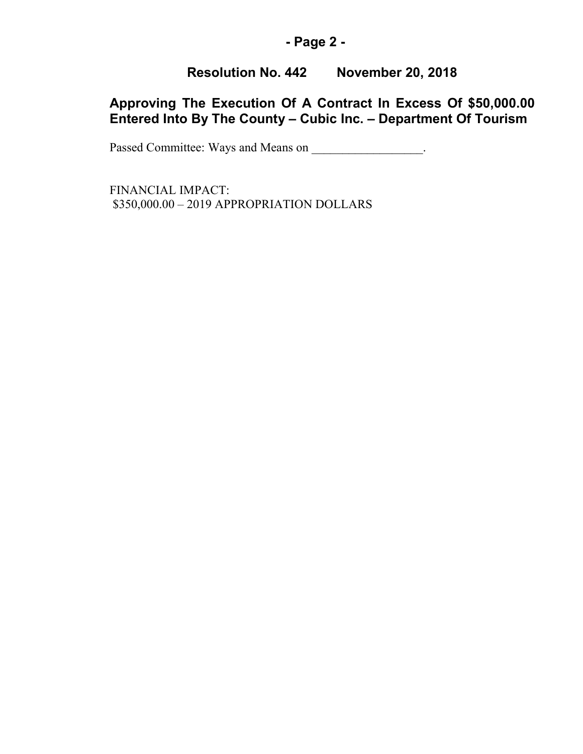**Resolution No. 442 November 20, 2018**

**Approving The Execution Of A Contract In Excess Of $50,000.00 Entered Into By The County – Cubic Inc. – Department Of Tourism**

Passed Committee: Ways and Means on __________________.

FINANCIAL IMPACT:
$350,000.00 – 2019 APPROPRIATION DOLLARS